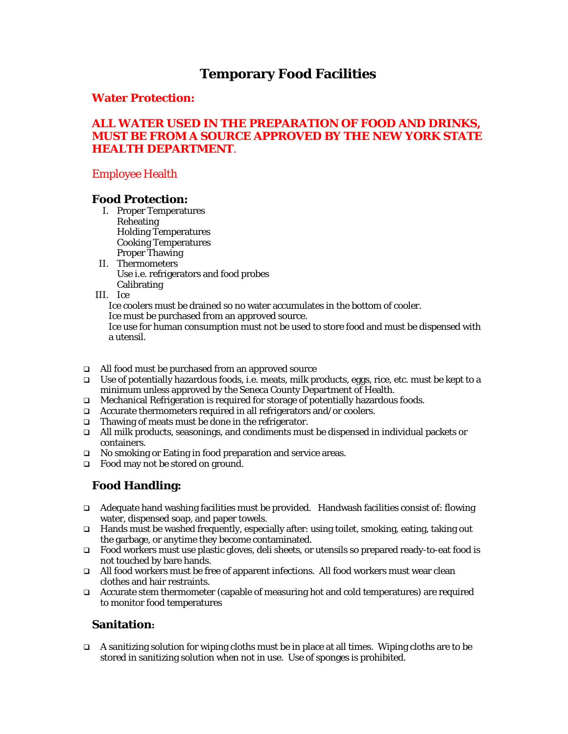# Temporary Food Facilities

## Water Protection:

**ALL WATER USED IN THE PREPARATION OF FOOD AND DRINKS, MUST BE FROM A SOURCE APPROVED BY THE NEW YORK STATE HEALTH DEPARTMENT**.

Employee Health

## Food Protection:

I. Proper Temperatures
   Reheating
   Holding Temperatures
   Cooking Temperatures
   Proper Thawing

II. Thermometers
   Use i.e. refrigerators and food probes
   Calibrating

III. Ice
   Ice coolers must be drained so no water accumulates in the bottom of cooler.
   Ice must be purchased from an approved source.
   Ice use for human consumption must not be used to store food and must be dispensed with a utensil.

- All food must be purchased from an approved source
- Use of potentially hazardous foods, i.e. meats, milk products, eggs, rice, etc. must be kept to a minimum unless approved by the Seneca County Department of Health.
- Mechanical Refrigeration is required for storage of potentially hazardous foods.
- Accurate thermometers required in all refrigerators and/or coolers.
- Thawing of meats must be done in the refrigerator.
- All milk products, seasonings, and condiments must be dispensed in individual packets or containers.
- No smoking or Eating in food preparation and service areas.
- Food may not be stored on ground.

## Food Handling:

- Adequate hand washing facilities must be provided. Handwash facilities consist of: flowing water, dispensed soap, and paper towels.
- Hands must be washed frequently, especially after: using toilet, smoking, eating, taking out the garbage, or anytime they become contaminated.
- Food workers must use plastic gloves, deli sheets, or utensils so prepared ready-to-eat food is not touched by bare hands.
- All food workers must be free of apparent infections. All food workers must wear clean clothes and hair restraints.
- Accurate stem thermometer (capable of measuring hot and cold temperatures) are required to monitor food temperatures

## Sanitation:

- A sanitizing solution for wiping cloths must be in place at all times. Wiping cloths are to be stored in sanitizing solution when not in use. Use of sponges is prohibited.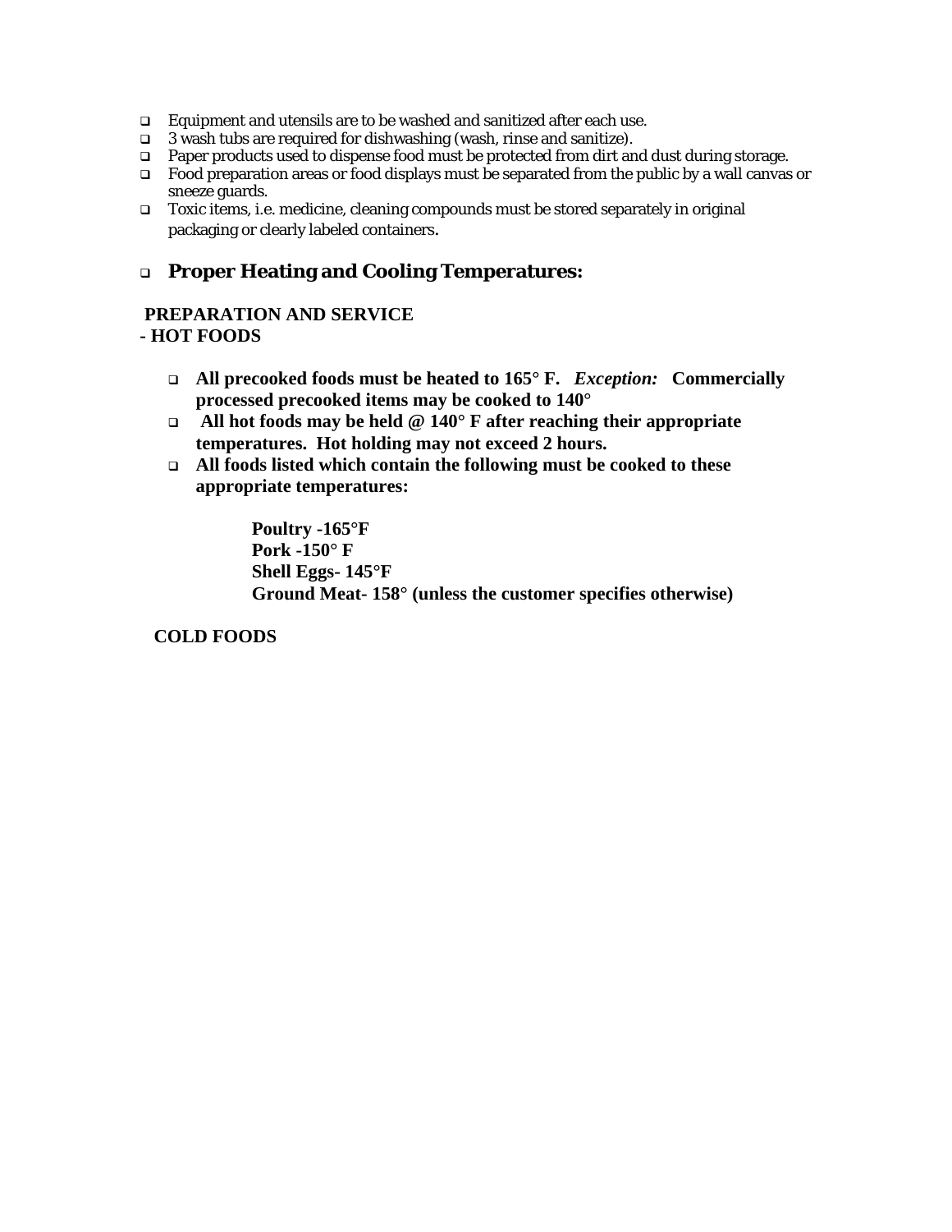- Equipment and utensils are to be washed and sanitized after each use.
- 3 wash tubs are required for dishwashing (wash, rinse and sanitize).
- Paper products used to dispense food must be protected from dirt and dust during storage.
- Food preparation areas or food displays must be separated from the public by a wall canvas or sneeze guards.
- Toxic items, i.e. medicine, cleaning compounds must be stored separately in original packaging or clearly labeled containers.

- **Proper Heating and Cooling Temperatures:**

**PREPARATION AND SERVICE**
**- HOT FOODS**

- **All precooked foods must be heated to 165° F.** ***Exception:*** **Commercially processed precooked items may be cooked to 140°**
- **All hot foods may be held @ 140° F after reaching their appropriate temperatures. Hot holding may not exceed 2 hours.**
- **All foods listed which contain the following must be cooked to these appropriate temperatures:**

  **Poultry -165°F**
  **Pork -150° F**
  **Shell Eggs- 145°F**
  **Ground Meat- 158° (unless the customer specifies otherwise)**

**COLD FOODS**